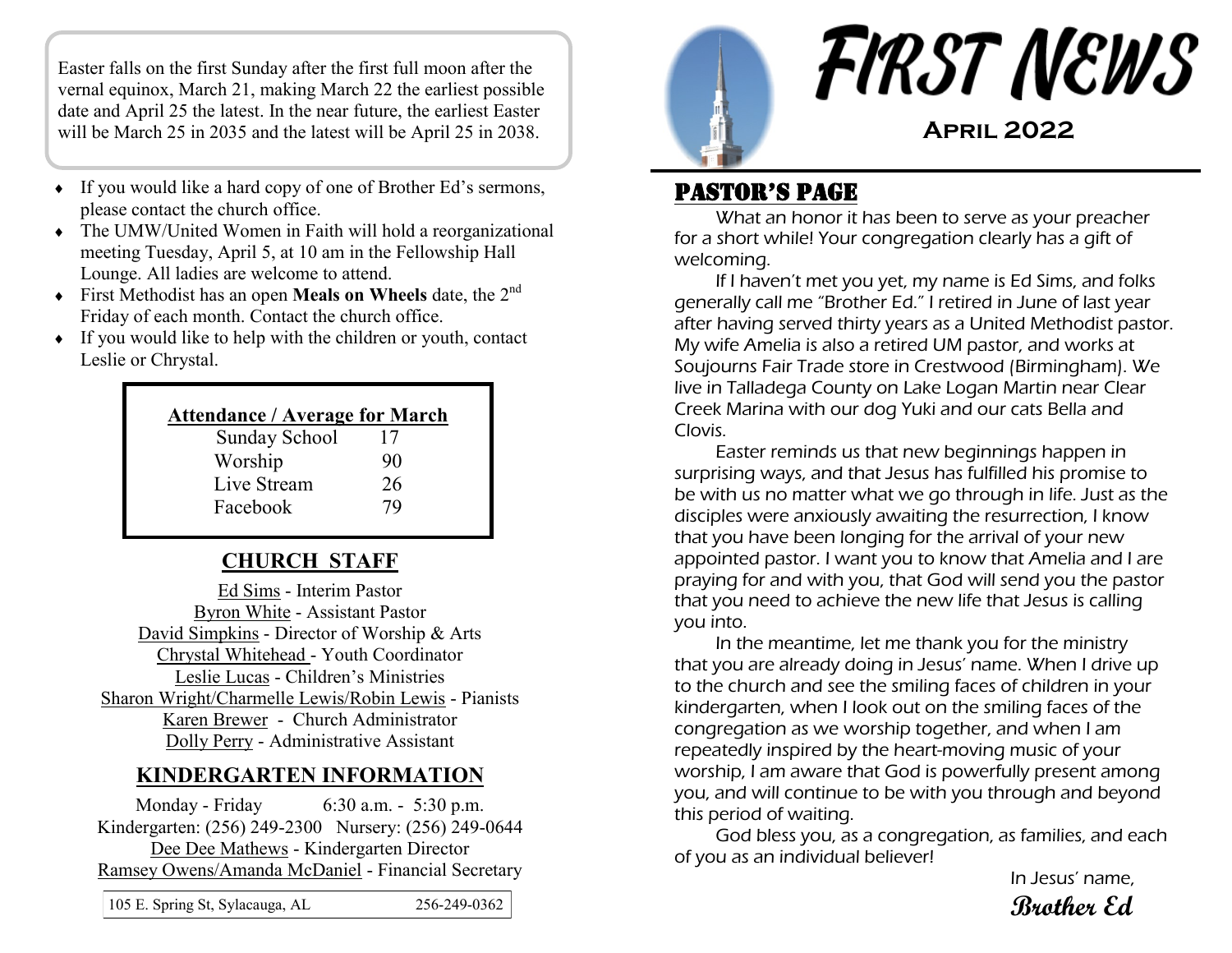Easter falls on the first Sunday after the first full moon after the vernal equinox, March 21, making March 22 the earliest possible date and April 25 the latest. In the near future, the earliest Easter will be March 25 in 2035 and the latest will be April 25 in 2038.

- If you would like a hard copy of one of Brother Ed's sermons, please contact the church office.
- The UMW/United Women in Faith will hold a reorganizational meeting Tuesday, April 5, at 10 am in the Fellowship Hall Lounge. All ladies are welcome to attend.
- First Methodist has an open **Meals on Wheels** date, the 2nd Friday of each month. Contact the church office.
- If you would like to help with the children or youth, contact Leslie or Chrystal.

| Attendance / Average for March | |
|---|---|
| Sunday School | 17 |
| Worship | 90 |
| Live Stream | 26 |
| Facebook | 79 |

## CHURCH STAFF

Ed Sims - Interim Pastor
Byron White - Assistant Pastor
David Simpkins - Director of Worship & Arts
Chrystal Whitehead - Youth Coordinator
Leslie Lucas - Children's Ministries
Sharon Wright/Charmelle Lewis/Robin Lewis - Pianists
Karen Brewer - Church Administrator
Dolly Perry - Administrative Assistant

## KINDERGARTEN INFORMATION

Monday - Friday 6:30 a.m. - 5:30 p.m.
Kindergarten: (256) 249-2300 Nursery: (256) 249-0644
Dee Dee Mathews - Kindergarten Director
Ramsey Owens/Amanda McDaniel - Financial Secretary

105 E. Spring St, Sylacauga, AL 256-249-0362

# FIRST NEWS

**April 2022**

## PASTOR'S PAGE

What an honor it has been to serve as your preacher for a short while! Your congregation clearly has a gift of welcoming.

If I haven't met you yet, my name is Ed Sims, and folks generally call me "Brother Ed." I retired in June of last year after having served thirty years as a United Methodist pastor. My wife Amelia is also a retired UM pastor, and works at Soujourns Fair Trade store in Crestwood (Birmingham). We live in Talladega County on Lake Logan Martin near Clear Creek Marina with our dog Yuki and our cats Bella and Clovis.

Easter reminds us that new beginnings happen in surprising ways, and that Jesus has fulfilled his promise to be with us no matter what we go through in life. Just as the disciples were anxiously awaiting the resurrection, I know that you have been longing for the arrival of your new appointed pastor. I want you to know that Amelia and I are praying for and with you, that God will send you the pastor that you need to achieve the new life that Jesus is calling you into.

In the meantime, let me thank you for the ministry that you are already doing in Jesus' name. When I drive up to the church and see the smiling faces of children in your kindergarten, when I look out on the smiling faces of the congregation as we worship together, and when I am repeatedly inspired by the heart-moving music of your worship, I am aware that God is powerfully present among you, and will continue to be with you through and beyond this period of waiting.

God bless you, as a congregation, as families, and each of you as an individual believer!

In Jesus' name,

**Brother Ed**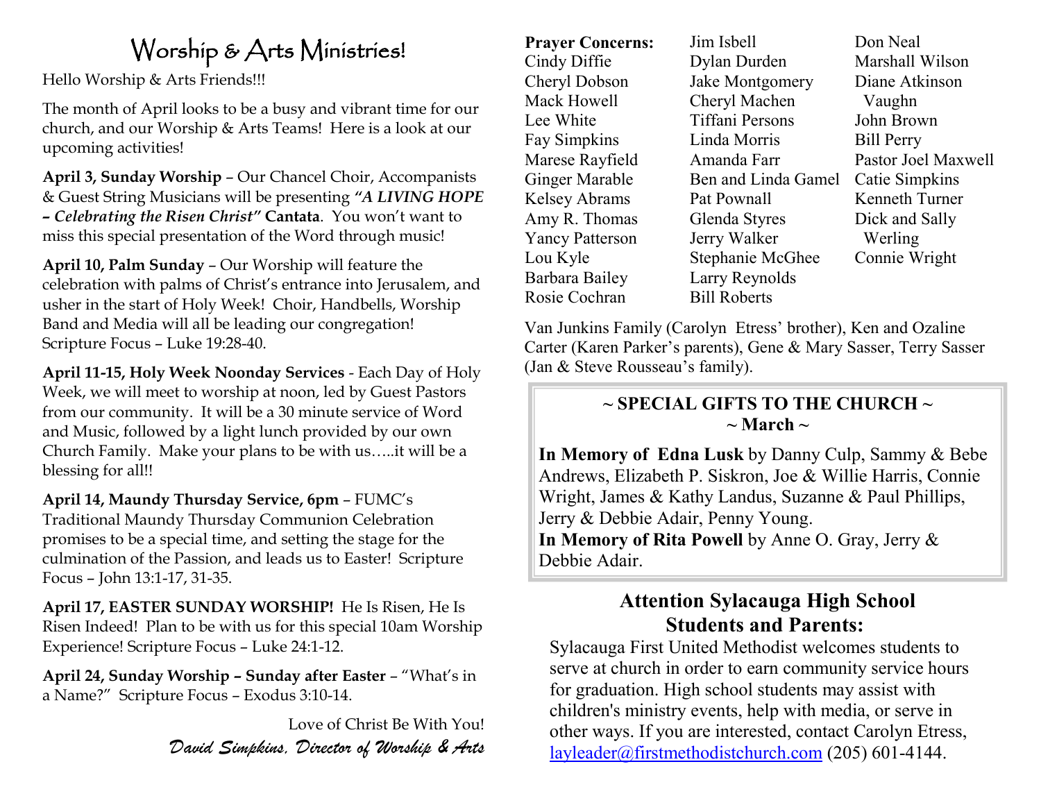# Worship & Arts Ministries!

Hello Worship & Arts Friends!!!

The month of April looks to be a busy and vibrant time for our church, and our Worship & Arts Teams! Here is a look at our upcoming activities!

**April 3, Sunday Worship** – Our Chancel Choir, Accompanists & Guest String Musicians will be presenting ***"A LIVING HOPE – Celebrating the Risen Christ"* Cantata**. You won't want to miss this special presentation of the Word through music!

**April 10, Palm Sunday** – Our Worship will feature the celebration with palms of Christ's entrance into Jerusalem, and usher in the start of Holy Week! Choir, Handbells, Worship Band and Media will all be leading our congregation! Scripture Focus – Luke 19:28-40.

**April 11-15, Holy Week Noonday Services** - Each Day of Holy Week, we will meet to worship at noon, led by Guest Pastors from our community. It will be a 30 minute service of Word and Music, followed by a light lunch provided by our own Church Family. Make your plans to be with us…..it will be a blessing for all!!

**April 14, Maundy Thursday Service, 6pm** – FUMC's Traditional Maundy Thursday Communion Celebration promises to be a special time, and setting the stage for the culmination of the Passion, and leads us to Easter! Scripture Focus – John 13:1-17, 31-35.

**April 17, EASTER SUNDAY WORSHIP!** He Is Risen, He Is Risen Indeed! Plan to be with us for this special 10am Worship Experience! Scripture Focus – Luke 24:1-12.

**April 24, Sunday Worship – Sunday after Easter** – "What's in a Name?" Scripture Focus – Exodus 3:10-14.

Love of Christ Be With You!

*David Simpkins, Director of Worship & Arts*

**Prayer Concerns:**

Cindy Diffie
Cheryl Dobson
Mack Howell
Lee White
Fay Simpkins
Marese Rayfield
Ginger Marable
Kelsey Abrams
Amy R. Thomas
Yancy Patterson
Lou Kyle
Barbara Bailey
Rosie Cochran
Jim Isbell
Dylan Durden
Jake Montgomery
Cheryl Machen
Tiffani Persons
Linda Morris
Amanda Farr
Ben and Linda Gamel
Pat Pownall
Glenda Styres
Jerry Walker
Stephanie McGhee
Larry Reynolds
Bill Roberts
Don Neal
Marshall Wilson
Diane Atkinson Vaughn
John Brown
Bill Perry
Pastor Joel Maxwell
Catie Simpkins
Kenneth Turner
Dick and Sally Werling
Connie Wright

Van Junkins Family (Carolyn Etress' brother), Ken and Ozaline Carter (Karen Parker's parents), Gene & Mary Sasser, Terry Sasser (Jan & Steve Rousseau's family).

## ~ SPECIAL GIFTS TO THE CHURCH ~
## ~ March ~

**In Memory of Edna Lusk** by Danny Culp, Sammy & Bebe Andrews, Elizabeth P. Siskron, Joe & Willie Harris, Connie Wright, James & Kathy Landus, Suzanne & Paul Phillips, Jerry & Debbie Adair, Penny Young.
**In Memory of Rita Powell** by Anne O. Gray, Jerry & Debbie Adair.

## Attention Sylacauga High School Students and Parents:

Sylacauga First United Methodist welcomes students to serve at church in order to earn community service hours for graduation. High school students may assist with children's ministry events, help with media, or serve in other ways. If you are interested, contact Carolyn Etress, layleader@firstmethodistchurch.com (205) 601-4144.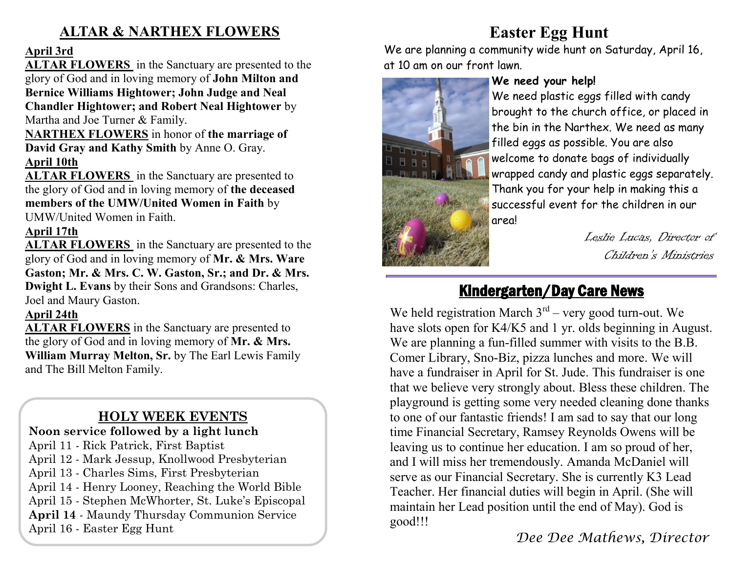## ALTAR & NARTHEX FLOWERS

**April 3rd**

**ALTAR FLOWERS** in the Sanctuary are presented to the glory of God and in loving memory of **John Milton and Bernice Williams Hightower; John Judge and Neal Chandler Hightower; and Robert Neal Hightower** by Martha and Joe Turner & Family.

**NARTHEX FLOWERS** in honor of **the marriage of David Gray and Kathy Smith** by Anne O. Gray.

**April 10th**

**ALTAR FLOWERS** in the Sanctuary are presented to the glory of God and in loving memory of **the deceased members of the UMW/United Women in Faith** by UMW/United Women in Faith.

**April 17th**

**ALTAR FLOWERS** in the Sanctuary are presented to the glory of God and in loving memory of **Mr. & Mrs. Ware Gaston; Mr. & Mrs. C. W. Gaston, Sr.; and Dr. & Mrs. Dwight L. Evans** by their Sons and Grandsons: Charles, Joel and Maury Gaston.

**April 24th**

**ALTAR FLOWERS** in the Sanctuary are presented to the glory of God and in loving memory of **Mr. & Mrs. William Murray Melton, Sr.** by The Earl Lewis Family and The Bill Melton Family.

## HOLY WEEK EVENTS

**Noon service followed by a light lunch**

April 11 - Rick Patrick, First Baptist
April 12 - Mark Jessup, Knollwood Presbyterian
April 13 - Charles Sims, First Presbyterian
April 14 - Henry Looney, Reaching the World Bible
April 15 - Stephen McWhorter, St. Luke's Episcopal
**April 14** - Maundy Thursday Communion Service
April 16 - Easter Egg Hunt

## Easter Egg Hunt

We are planning a community wide hunt on Saturday, April 16, at 10 am on our front lawn.

**We need your help!**

We need plastic eggs filled with candy brought to the church office, or placed in the bin in the Narthex. We need as many filled eggs as possible. You are also welcome to donate bags of individually wrapped candy and plastic eggs separately. Thank you for your help in making this a successful event for the children in our area!

*Leslie Lucas, Director of Children's Ministries*

## Kindergarten/Day Care News

We held registration March 3rd – very good turn-out. We have slots open for K4/K5 and 1 yr. olds beginning in August. We are planning a fun-filled summer with visits to the B.B. Comer Library, Sno-Biz, pizza lunches and more. We will have a fundraiser in April for St. Jude. This fundraiser is one that we believe very strongly about. Bless these children. The playground is getting some very needed cleaning done thanks to one of our fantastic friends! I am sad to say that our long time Financial Secretary, Ramsey Reynolds Owens will be leaving us to continue her education. I am so proud of her, and I will miss her tremendously. Amanda McDaniel will serve as our Financial Secretary. She is currently K3 Lead Teacher. Her financial duties will begin in April. (She will maintain her Lead position until the end of May). God is good!!!

*Dee Dee Mathews, Director*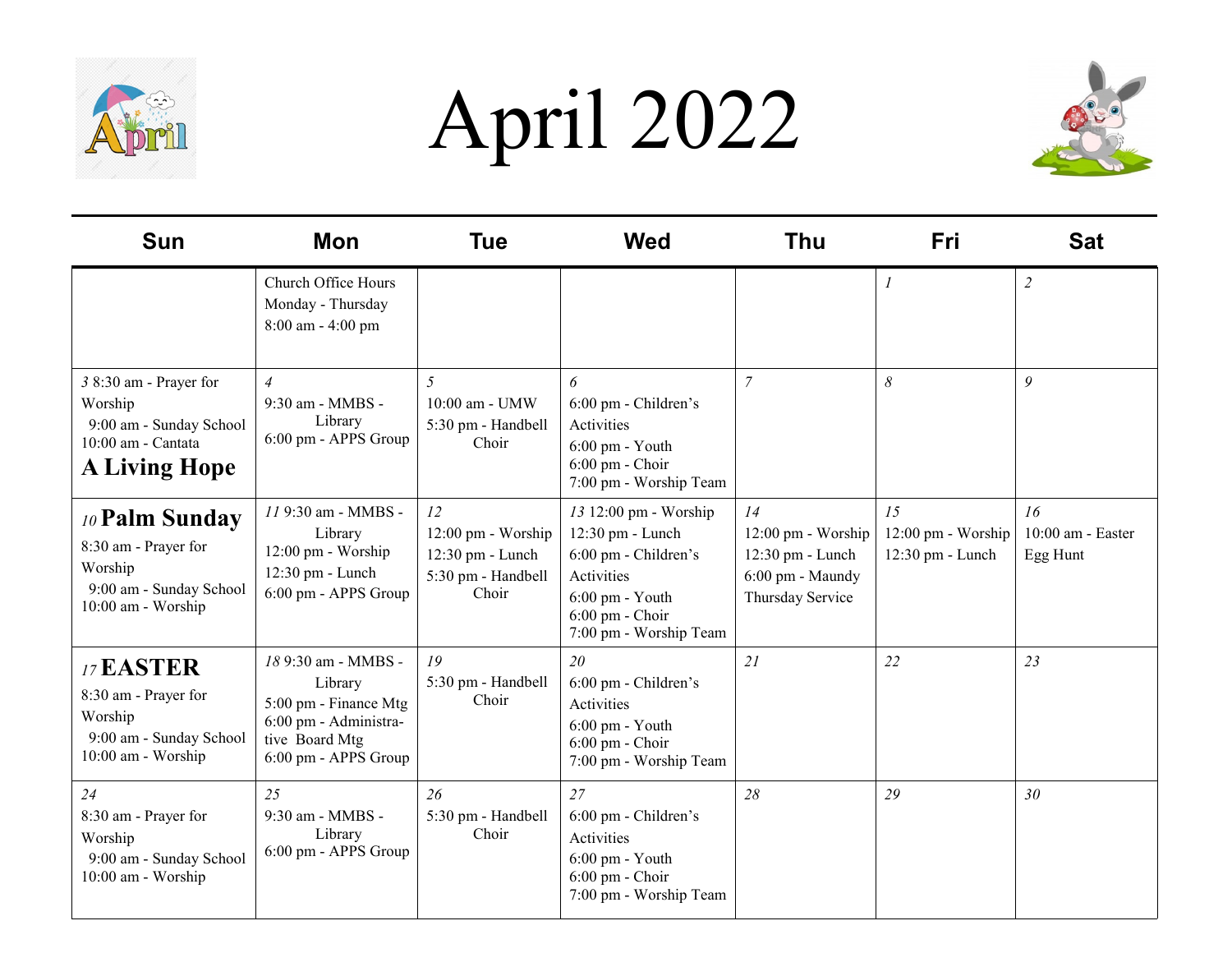# April 2022

| Sun | Mon | Tue | Wed | Thu | Fri | Sat |
|---|---|---|---|---|---|---|
| | Church Office Hours<br>Monday - Thursday<br>8:00 am - 4:00 pm | | | | *1* | *2* |
| *3* 8:30 am - Prayer for Worship<br>9:00 am - Sunday School<br>10:00 am - Cantata<br>**A Living Hope** | *4*<br>9:30 am - MMBS - Library<br>6:00 pm - APPS Group | *5*<br>10:00 am - UMW<br>5:30 pm - Handbell Choir | *6*<br>6:00 pm - Children's Activities<br>6:00 pm - Youth<br>6:00 pm - Choir<br>7:00 pm - Worship Team | *7* | *8* | *9* |
| *10* **Palm Sunday**<br>8:30 am - Prayer for Worship<br>9:00 am - Sunday School<br>10:00 am - Worship | *11* 9:30 am - MMBS - Library<br>12:00 pm - Worship<br>12:30 pm - Lunch<br>6:00 pm - APPS Group | *12*<br>12:00 pm - Worship<br>12:30 pm - Lunch<br>5:30 pm - Handbell Choir | *13* 12:00 pm - Worship<br>12:30 pm - Lunch<br>6:00 pm - Children's Activities<br>6:00 pm - Youth<br>6:00 pm - Choir<br>7:00 pm - Worship Team | *14*<br>12:00 pm - Worship<br>12:30 pm - Lunch<br>6:00 pm - Maundy Thursday Service | *15*<br>12:00 pm - Worship<br>12:30 pm - Lunch | *16*<br>10:00 am - Easter Egg Hunt |
| *17* **EASTER**<br>8:30 am - Prayer for Worship<br>9:00 am - Sunday School<br>10:00 am - Worship | *18* 9:30 am - MMBS - Library<br>5:00 pm - Finance Mtg<br>6:00 pm - Administrative Board Mtg<br>6:00 pm - APPS Group | *19*<br>5:30 pm - Handbell Choir | *20*<br>6:00 pm - Children's Activities<br>6:00 pm - Youth<br>6:00 pm - Choir<br>7:00 pm - Worship Team | *21* | *22* | *23* |
| *24*<br>8:30 am - Prayer for Worship<br>9:00 am - Sunday School<br>10:00 am - Worship | *25*<br>9:30 am - MMBS - Library<br>6:00 pm - APPS Group | *26*<br>5:30 pm - Handbell Choir | *27*<br>6:00 pm - Children's Activities<br>6:00 pm - Youth<br>6:00 pm - Choir<br>7:00 pm - Worship Team | *28* | *29* | *30* |